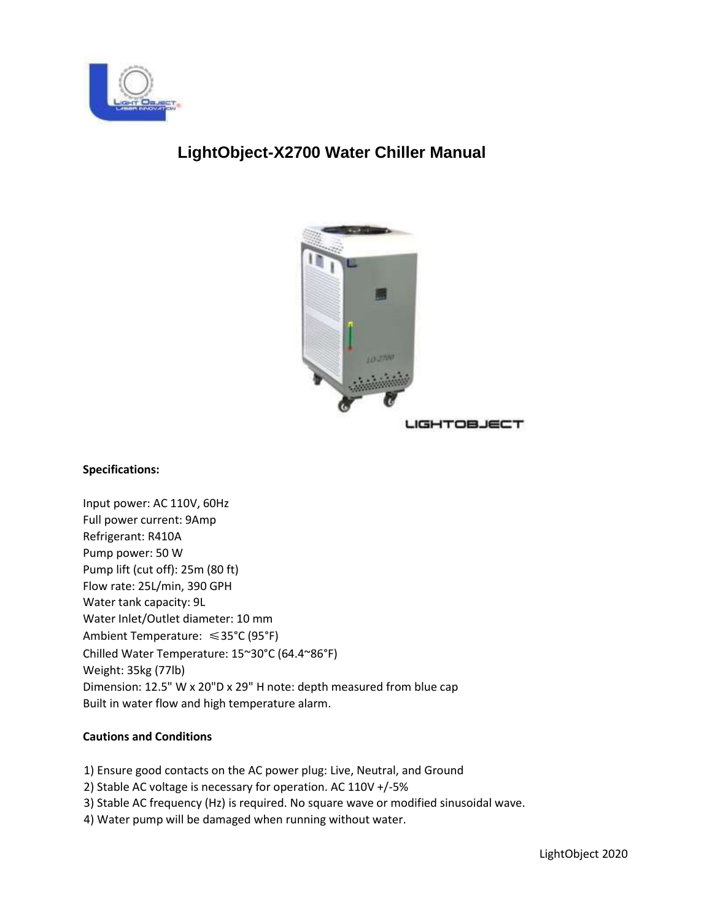# LightObject-X2700 Water Chiller Manual

**Specifications:**

Input power: AC 110V, 60Hz
Full power current: 9Amp
Refrigerant: R410A
Pump power: 50 W
Pump lift (cut off): 25m (80 ft)
Flow rate: 25L/min, 390 GPH
Water tank capacity: 9L
Water Inlet/Outlet diameter: 10 mm
Ambient Temperature: ≤35°C (95°F)
Chilled Water Temperature: 15~30°C (64.4~86°F)
Weight: 35kg (77lb)
Dimension: 12.5" W x 20"D x 29" H note: depth measured from blue cap
Built in water flow and high temperature alarm.

**Cautions and Conditions**

1) Ensure good contacts on the AC power plug: Live, Neutral, and Ground
2) Stable AC voltage is necessary for operation. AC 110V +/-5%
3) Stable AC frequency (Hz) is required. No square wave or modified sinusoidal wave.
4) Water pump will be damaged when running without water.

LightObject 2020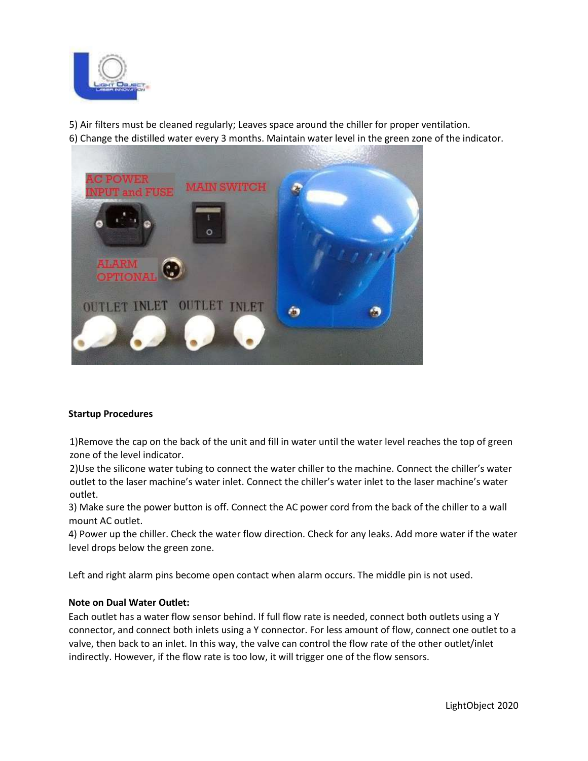5) Air filters must be cleaned regularly; Leaves space around the chiller for proper ventilation.
6) Change the distilled water every 3 months. Maintain water level in the green zone of the indicator.

**Startup Procedures**

1)Remove the cap on the back of the unit and fill in water until the water level reaches the top of green zone of the level indicator.
2)Use the silicone water tubing to connect the water chiller to the machine. Connect the chiller's water outlet to the laser machine's water inlet. Connect the chiller's water inlet to the laser machine's water outlet.
3) Make sure the power button is off. Connect the AC power cord from the back of the chiller to a wall mount AC outlet.
4) Power up the chiller. Check the water flow direction. Check for any leaks. Add more water if the water level drops below the green zone.

Left and right alarm pins become open contact when alarm occurs. The middle pin is not used.

**Note on Dual Water Outlet:**
Each outlet has a water flow sensor behind. If full flow rate is needed, connect both outlets using a Y connector, and connect both inlets using a Y connector. For less amount of flow, connect one outlet to a valve, then back to an inlet. In this way, the valve can control the flow rate of the other outlet/inlet indirectly. However, if the flow rate is too low, it will trigger one of the flow sensors.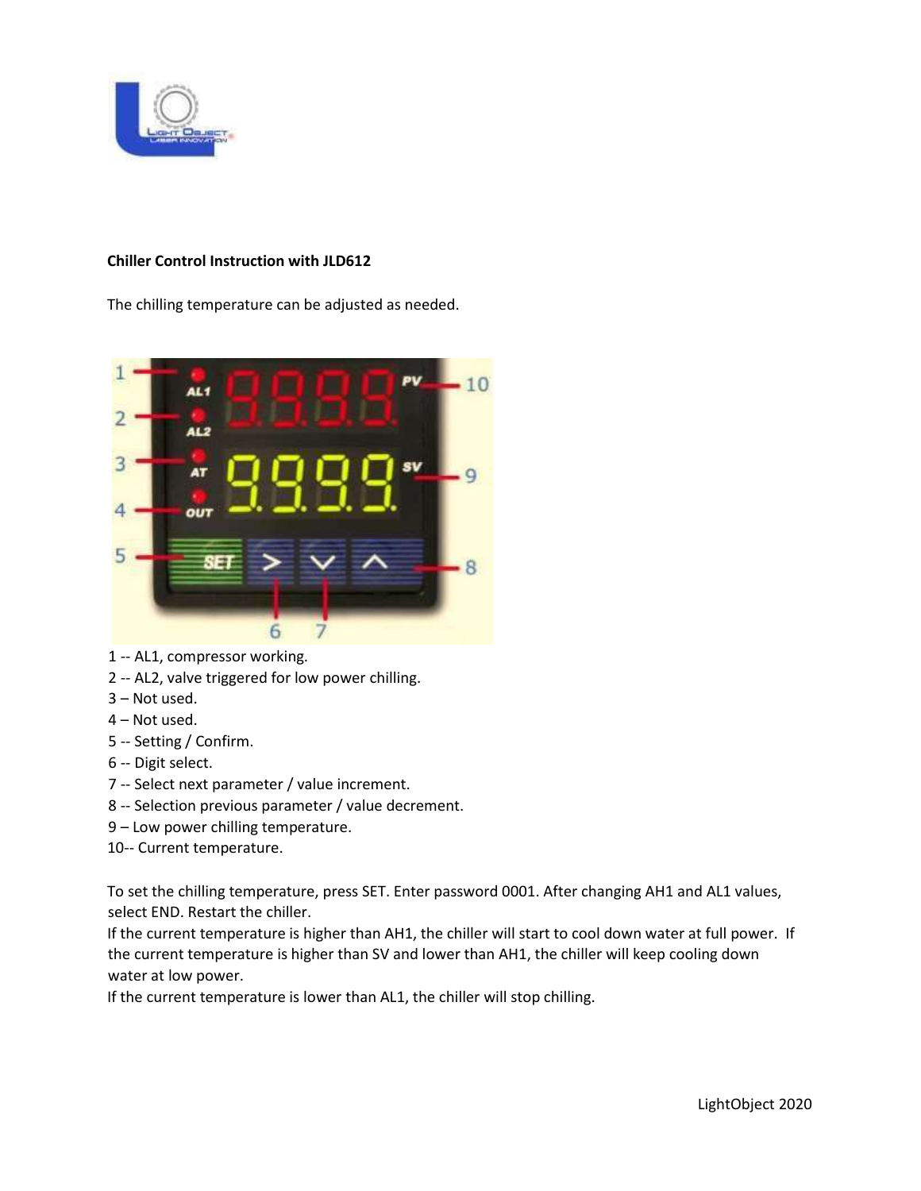**Chiller Control Instruction with JLD612**

The chilling temperature can be adjusted as needed.

1 -- AL1, compressor working.
2 -- AL2, valve triggered for low power chilling.
3 – Not used.
4 – Not used.
5 -- Setting / Confirm.
6 -- Digit select.
7 -- Select next parameter / value increment.
8 -- Selection previous parameter / value decrement.
9 – Low power chilling temperature.
10-- Current temperature.

To set the chilling temperature, press SET. Enter password 0001. After changing AH1 and AL1 values, select END. Restart the chiller.
If the current temperature is higher than AH1, the chiller will start to cool down water at full power. If the current temperature is higher than SV and lower than AH1, the chiller will keep cooling down water at low power.
If the current temperature is lower than AL1, the chiller will stop chilling.

LightObject 2020